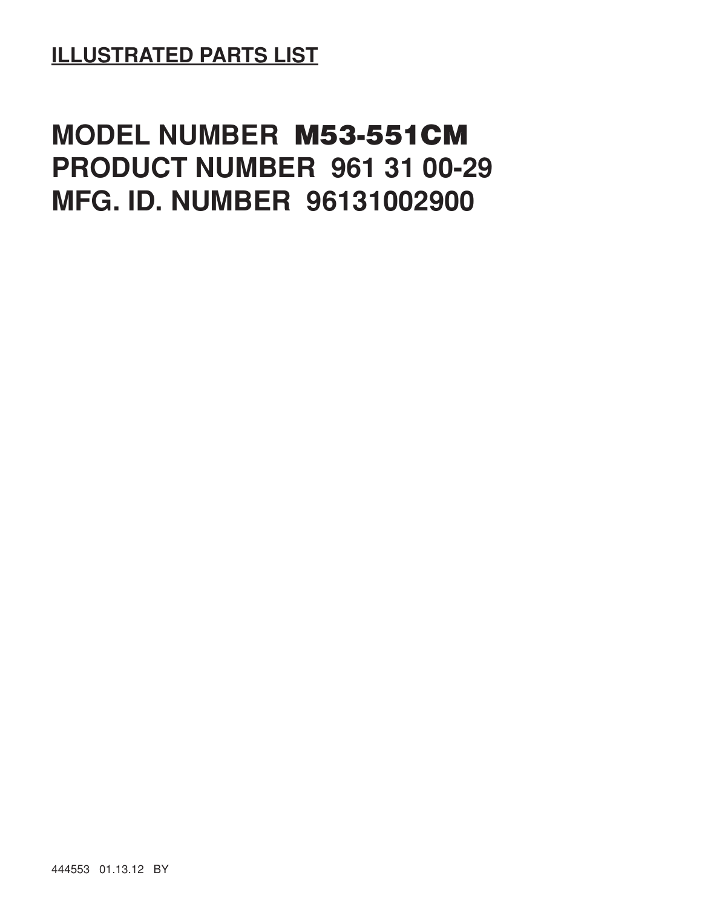**ILLUSTRATED PARTS LIST**

# MODEL NUMBER M53-551CM
# PRODUCT NUMBER 961 31 00-29
# MFG. ID. NUMBER 96131002900

444553 01.13.12 BY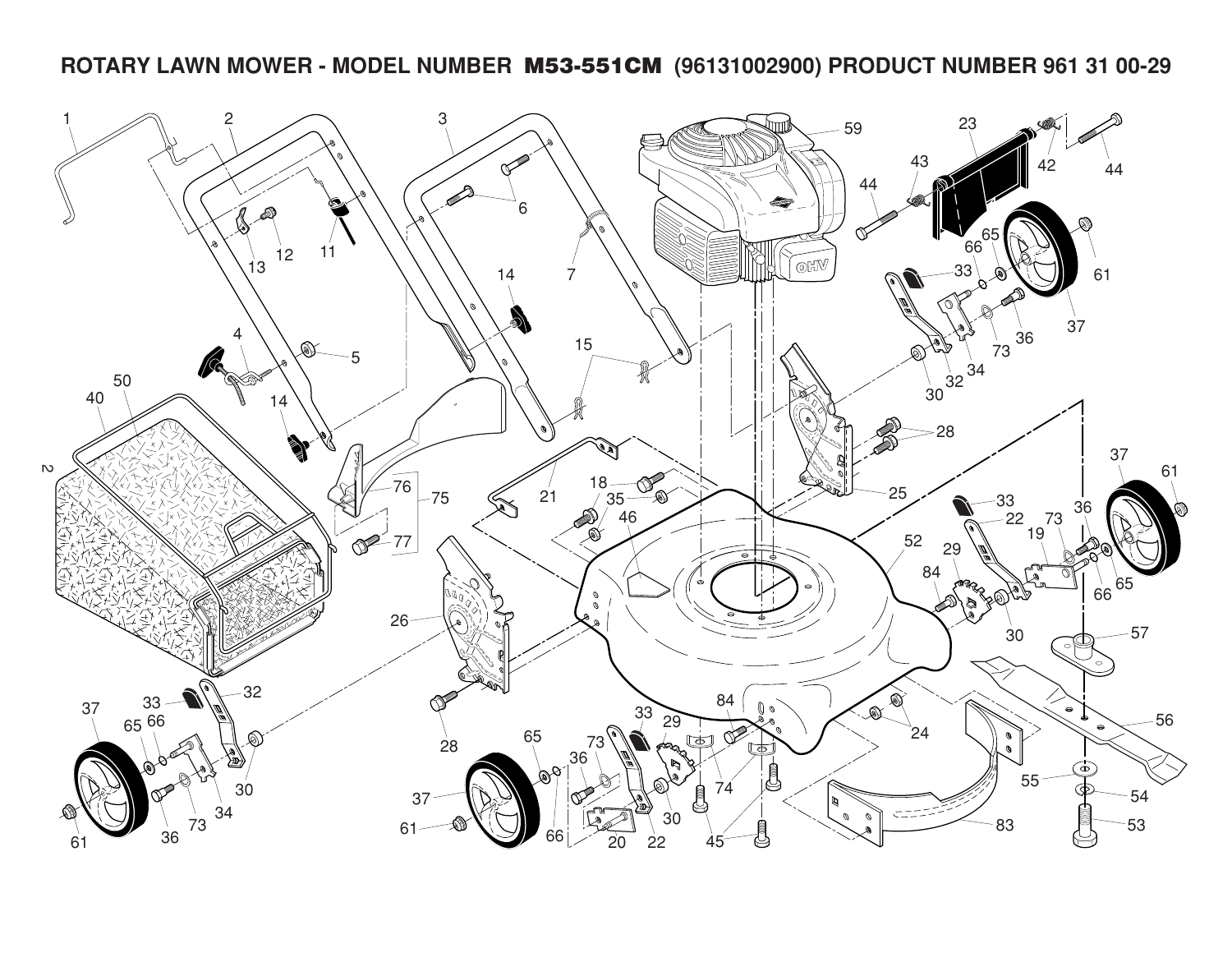# ROTARY LAWN MOWER - MODEL NUMBER M53-551CM (96131002900) PRODUCT NUMBER 961 31 00-29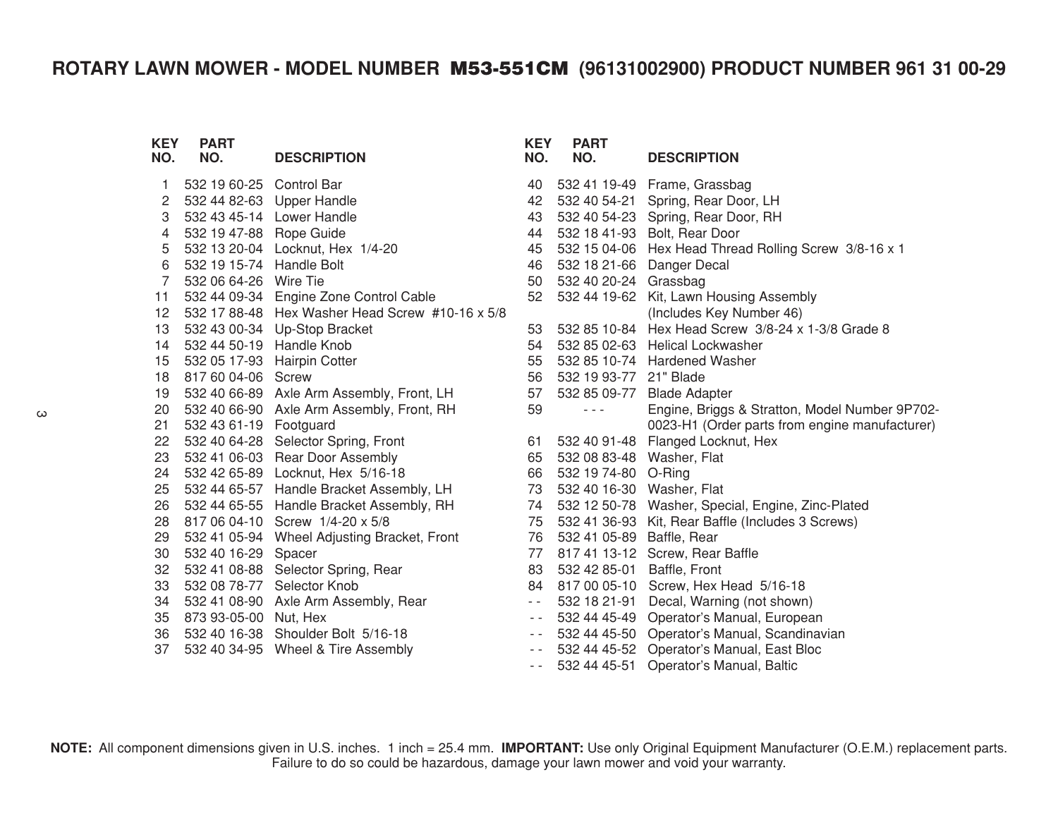# ROTARY LAWN MOWER - MODEL NUMBER **M53-551CM** (96131002900) PRODUCT NUMBER 961 31 00-29

| KEY NO. | PART NO. | DESCRIPTION |
|---|---|---|
| 1 | 532 19 60-25 | Control Bar |
| 2 | 532 44 82-63 | Upper Handle |
| 3 | 532 43 45-14 | Lower Handle |
| 4 | 532 19 47-88 | Rope Guide |
| 5 | 532 13 20-04 | Locknut, Hex 1/4-20 |
| 6 | 532 19 15-74 | Handle Bolt |
| 7 | 532 06 64-26 | Wire Tie |
| 11 | 532 44 09-34 | Engine Zone Control Cable |
| 12 | 532 17 88-48 | Hex Washer Head Screw #10-16 x 5/8 |
| 13 | 532 43 00-34 | Up-Stop Bracket |
| 14 | 532 44 50-19 | Handle Knob |
| 15 | 532 05 17-93 | Hairpin Cotter |
| 18 | 817 60 04-06 | Screw |
| 19 | 532 40 66-89 | Axle Arm Assembly, Front, LH |
| 20 | 532 40 66-90 | Axle Arm Assembly, Front, RH |
| 21 | 532 43 61-19 | Footguard |
| 22 | 532 40 64-28 | Selector Spring, Front |
| 23 | 532 41 06-03 | Rear Door Assembly |
| 24 | 532 42 65-89 | Locknut, Hex 5/16-18 |
| 25 | 532 44 65-57 | Handle Bracket Assembly, LH |
| 26 | 532 44 65-55 | Handle Bracket Assembly, RH |
| 28 | 817 06 04-10 | Screw 1/4-20 x 5/8 |
| 29 | 532 41 05-94 | Wheel Adjusting Bracket, Front |
| 30 | 532 40 16-29 | Spacer |
| 32 | 532 41 08-88 | Selector Spring, Rear |
| 33 | 532 08 78-77 | Selector Knob |
| 34 | 532 41 08-90 | Axle Arm Assembly, Rear |
| 35 | 873 93-05-00 | Nut, Hex |
| 36 | 532 40 16-38 | Shoulder Bolt 5/16-18 |
| 37 | 532 40 34-95 | Wheel & Tire Assembly |
| 40 | 532 41 19-49 | Frame, Grassbag |
| 42 | 532 40 54-21 | Spring, Rear Door, LH |
| 43 | 532 40 54-23 | Spring, Rear Door, RH |
| 44 | 532 18 41-93 | Bolt, Rear Door |
| 45 | 532 15 04-06 | Hex Head Thread Rolling Screw 3/8-16 x 1 |
| 46 | 532 18 21-66 | Danger Decal |
| 50 | 532 40 20-24 | Grassbag |
| 52 | 532 44 19-62 | Kit, Lawn Housing Assembly (Includes Key Number 46) |
| 53 | 532 85 10-84 | Hex Head Screw 3/8-24 x 1-3/8 Grade 8 |
| 54 | 532 85 02-63 | Helical Lockwasher |
| 55 | 532 85 10-74 | Hardened Washer |
| 56 | 532 19 93-77 | 21" Blade |
| 57 | 532 85 09-77 | Blade Adapter |
| 59 | - - - | Engine, Briggs & Stratton, Model Number 9P702-0023-H1 (Order parts from engine manufacturer) |
| 61 | 532 40 91-48 | Flanged Locknut, Hex |
| 65 | 532 08 83-48 | Washer, Flat |
| 66 | 532 19 74-80 | O-Ring |
| 73 | 532 40 16-30 | Washer, Flat |
| 74 | 532 12 50-78 | Washer, Special, Engine, Zinc-Plated |
| 75 | 532 41 36-93 | Kit, Rear Baffle (Includes 3 Screws) |
| 76 | 532 41 05-89 | Baffle, Rear |
| 77 | 817 41 13-12 | Screw, Rear Baffle |
| 83 | 532 42 85-01 | Baffle, Front |
| 84 | 817 00 05-10 | Screw, Hex Head 5/16-18 |
| - - | 532 18 21-91 | Decal, Warning (not shown) |
| - - | 532 44 45-49 | Operator's Manual, European |
| - - | 532 44 45-50 | Operator's Manual, Scandinavian |
| - - | 532 44 45-52 | Operator's Manual, East Bloc |
| - - | 532 44 45-51 | Operator's Manual, Baltic |

**NOTE:** All component dimensions given in U.S. inches. 1 inch = 25.4 mm. **IMPORTANT:** Use only Original Equipment Manufacturer (O.E.M.) replacement parts. Failure to do so could be hazardous, damage your lawn mower and void your warranty.